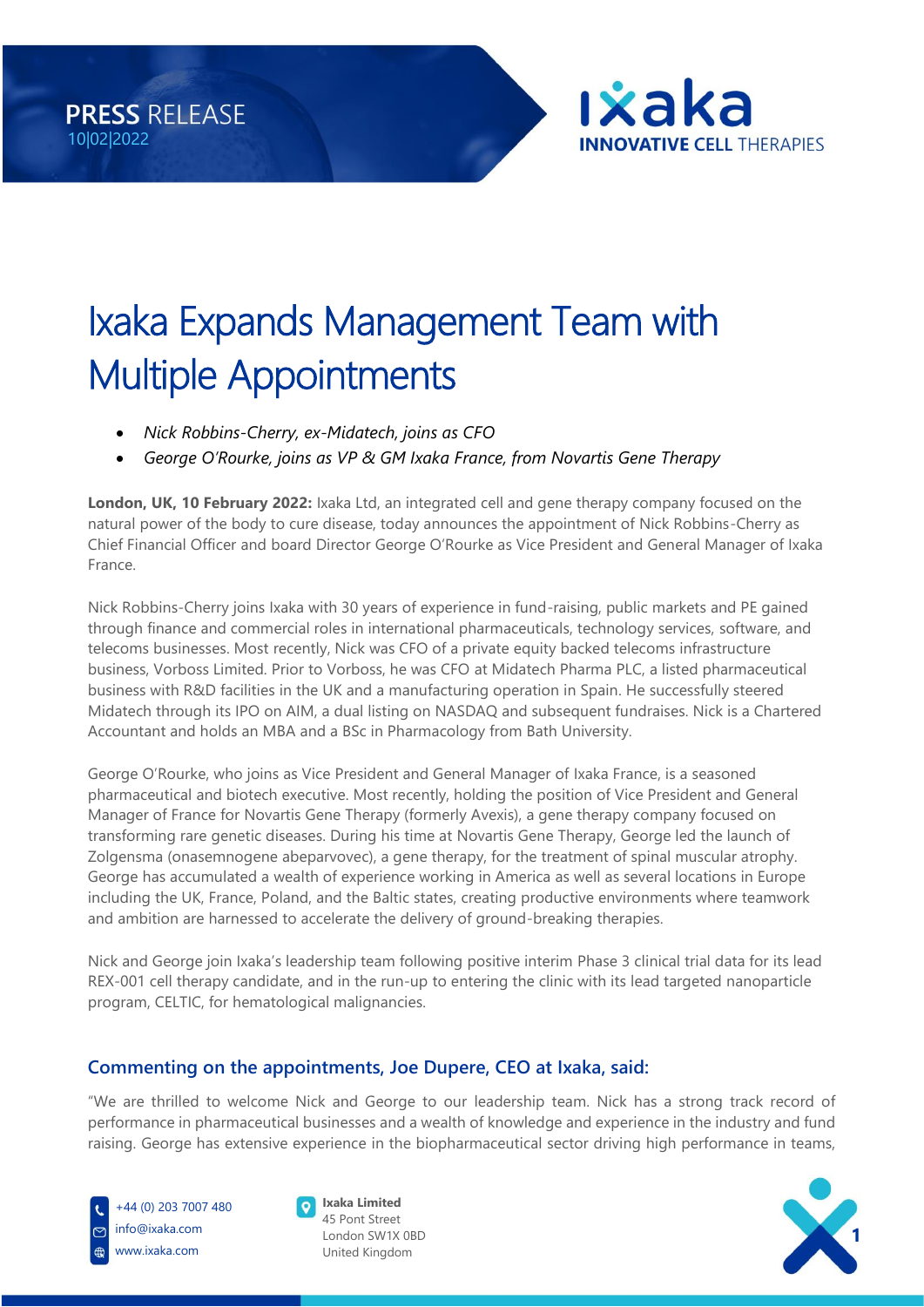**PRESS RELEASE**
10|02|2022

# Ixaka Expands Management Team with Multiple Appointments

- *Nick Robbins-Cherry, ex-Midatech, joins as CFO*
- *George O'Rourke, joins as VP & GM Ixaka France, from Novartis Gene Therapy*

**London, UK, 10 February 2022:** Ixaka Ltd, an integrated cell and gene therapy company focused on the natural power of the body to cure disease, today announces the appointment of Nick Robbins-Cherry as Chief Financial Officer and board Director George O'Rourke as Vice President and General Manager of Ixaka France.

Nick Robbins-Cherry joins Ixaka with 30 years of experience in fund-raising, public markets and PE gained through finance and commercial roles in international pharmaceuticals, technology services, software, and telecoms businesses. Most recently, Nick was CFO of a private equity backed telecoms infrastructure business, Vorboss Limited. Prior to Vorboss, he was CFO at Midatech Pharma PLC, a listed pharmaceutical business with R&D facilities in the UK and a manufacturing operation in Spain. He successfully steered Midatech through its IPO on AIM, a dual listing on NASDAQ and subsequent fundraises. Nick is a Chartered Accountant and holds an MBA and a BSc in Pharmacology from Bath University.

George O'Rourke, who joins as Vice President and General Manager of Ixaka France, is a seasoned pharmaceutical and biotech executive. Most recently, holding the position of Vice President and General Manager of France for Novartis Gene Therapy (formerly Avexis), a gene therapy company focused on transforming rare genetic diseases. During his time at Novartis Gene Therapy, George led the launch of Zolgensma (onasemnogene abeparvovec), a gene therapy, for the treatment of spinal muscular atrophy. George has accumulated a wealth of experience working in America as well as several locations in Europe including the UK, France, Poland, and the Baltic states, creating productive environments where teamwork and ambition are harnessed to accelerate the delivery of ground-breaking therapies.

Nick and George join Ixaka's leadership team following positive interim Phase 3 clinical trial data for its lead REX-001 cell therapy candidate, and in the run-up to entering the clinic with its lead targeted nanoparticle program, CELTIC, for hematological malignancies.

## Commenting on the appointments, Joe Dupere, CEO at Ixaka, said:

"We are thrilled to welcome Nick and George to our leadership team. Nick has a strong track record of performance in pharmaceutical businesses and a wealth of knowledge and experience in the industry and fund raising. George has extensive experience in the biopharmaceutical sector driving high performance in teams,

+44 (0) 203 7007 480
info@ixaka.com
www.ixaka.com

**Ixaka Limited**
45 Pont Street
London SW1X 0BD
United Kingdom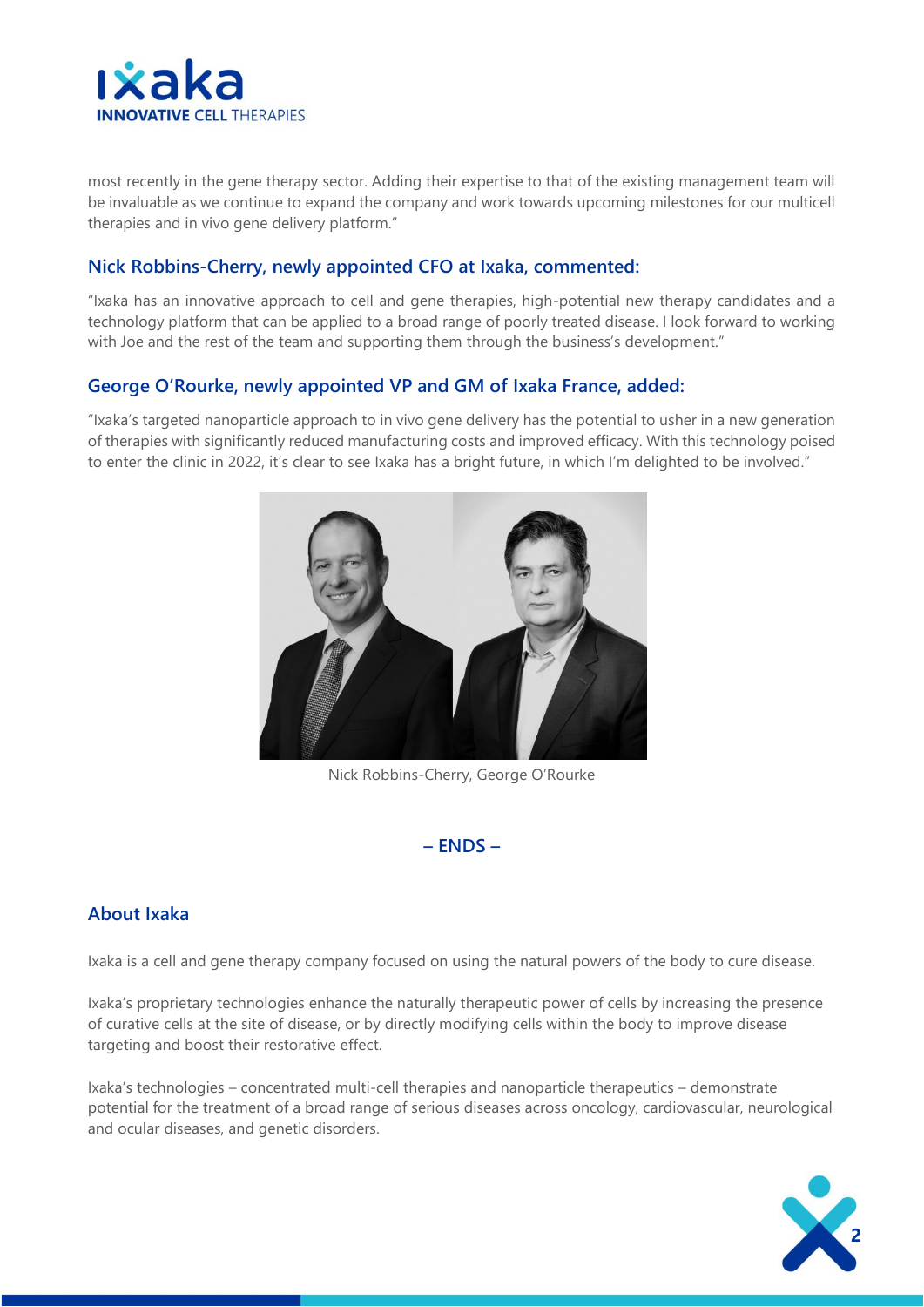most recently in the gene therapy sector. Adding their expertise to that of the existing management team will be invaluable as we continue to expand the company and work towards upcoming milestones for our multicell therapies and in vivo gene delivery platform."

### Nick Robbins-Cherry, newly appointed CFO at Ixaka, commented:

"Ixaka has an innovative approach to cell and gene therapies, high-potential new therapy candidates and a technology platform that can be applied to a broad range of poorly treated disease. I look forward to working with Joe and the rest of the team and supporting them through the business's development."

### George O'Rourke, newly appointed VP and GM of Ixaka France, added:

"Ixaka's targeted nanoparticle approach to in vivo gene delivery has the potential to usher in a new generation of therapies with significantly reduced manufacturing costs and improved efficacy. With this technology poised to enter the clinic in 2022, it's clear to see Ixaka has a bright future, in which I'm delighted to be involved."

Nick Robbins-Cherry, George O'Rourke

**– ENDS –**

### About Ixaka

Ixaka is a cell and gene therapy company focused on using the natural powers of the body to cure disease.

Ixaka's proprietary technologies enhance the naturally therapeutic power of cells by increasing the presence of curative cells at the site of disease, or by directly modifying cells within the body to improve disease targeting and boost their restorative effect.

Ixaka's technologies – concentrated multi-cell therapies and nanoparticle therapeutics – demonstrate potential for the treatment of a broad range of serious diseases across oncology, cardiovascular, neurological and ocular diseases, and genetic disorders.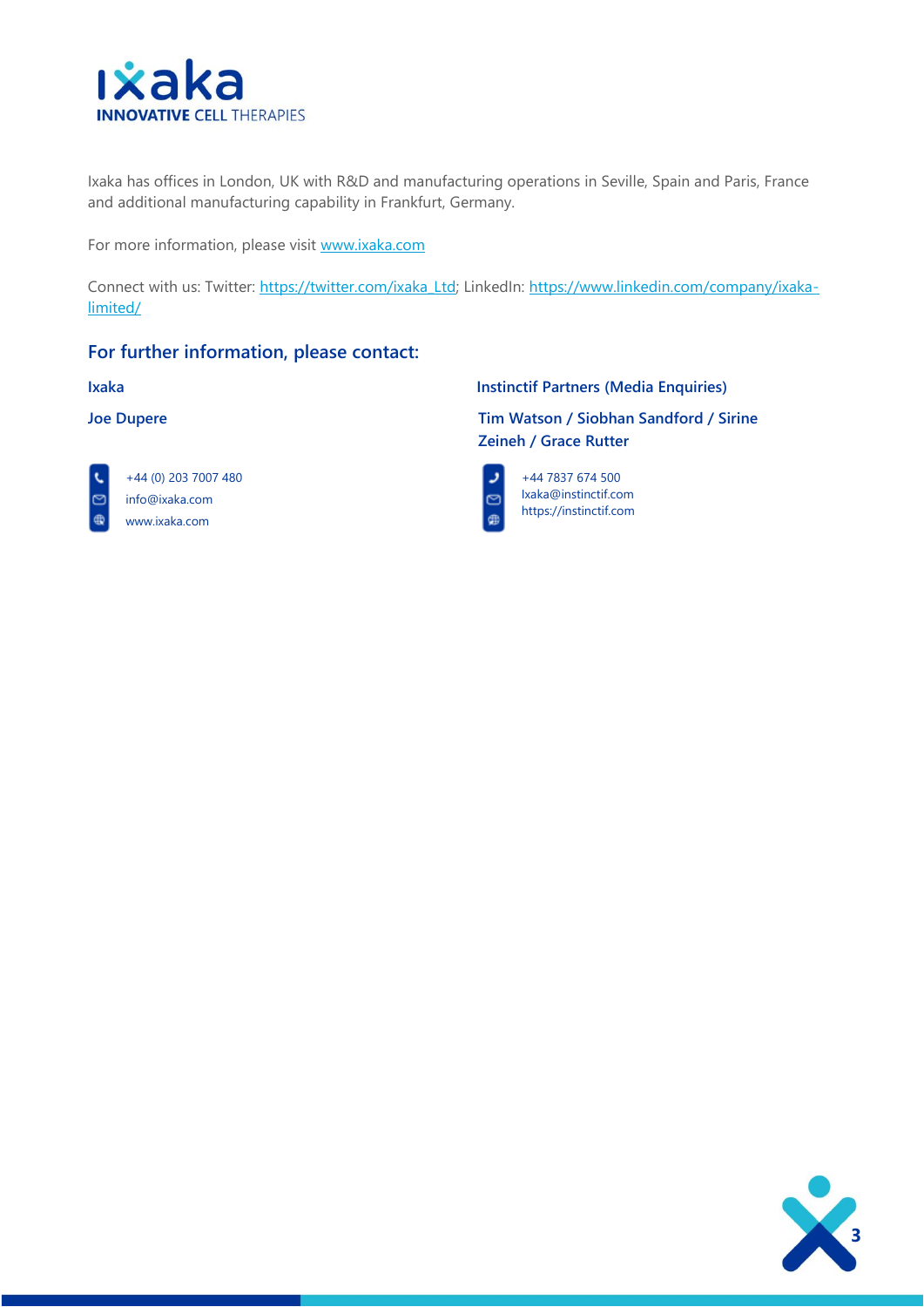Ixaka has offices in London, UK with R&D and manufacturing operations in Seville, Spain and Paris, France and additional manufacturing capability in Frankfurt, Germany.

For more information, please visit [www.ixaka.com](http://www.ixaka.com)

Connect with us: Twitter: [https://twitter.com/ixaka_Ltd](https://twitter.com/ixaka_Ltd); LinkedIn: [https://www.linkedin.com/company/ixaka-limited/](https://www.linkedin.com/company/ixaka-limited/)

## For further information, please contact:

**Ixaka**

**Joe Dupere**

+44 (0) 203 7007 480
info@ixaka.com
www.ixaka.com

**Instinctif Partners (Media Enquiries)**

**Tim Watson / Siobhan Sandford / Sirine Zeineh / Grace Rutter**

+44 7837 674 500
Ixaka@instinctif.com
https://instinctif.com